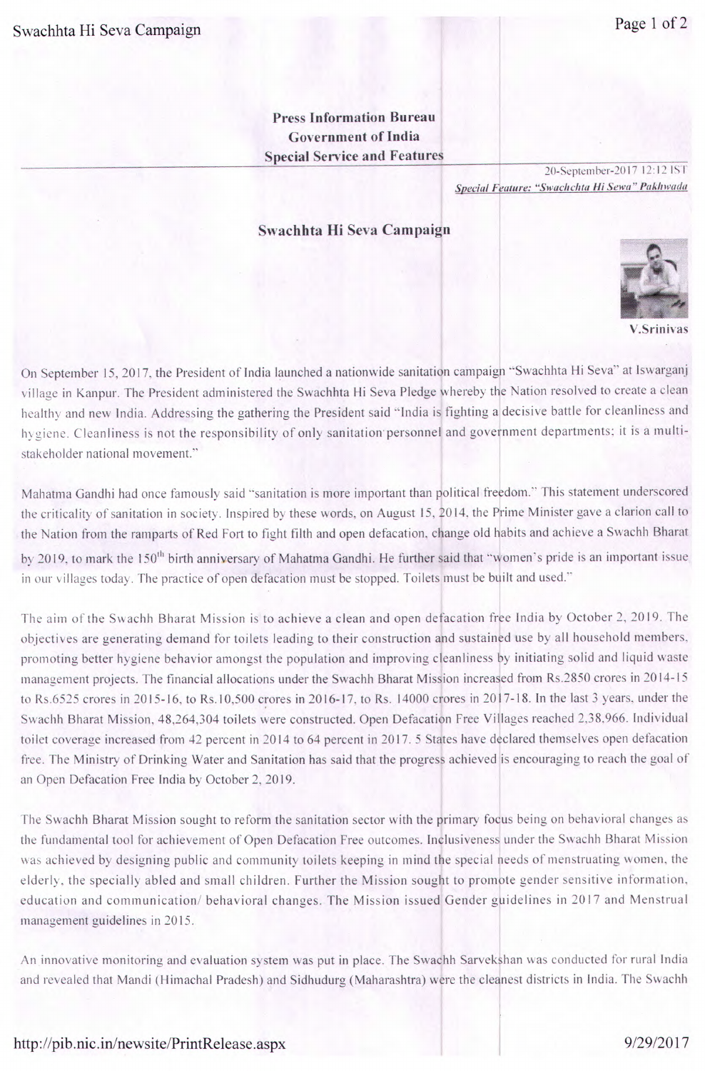**Press Information Bureau**
**Government of India**
**Special Service and Features**

20-September-2017 12:12 IST

***Special Feature: "Swachchta Hi Sewa" Pakhwada***

## Swachhta Hi Seva Campaign

V.Srinivas

On September 15, 2017, the President of India launched a nationwide sanitation campaign "Swachhta Hi Seva" at Iswarganj village in Kanpur. The President administered the Swachhta Hi Seva Pledge whereby the Nation resolved to create a clean healthy and new India. Addressing the gathering the President said "India is fighting a decisive battle for cleanliness and hygiene. Cleanliness is not the responsibility of only sanitation personnel and government departments; it is a multi-stakeholder national movement."

Mahatma Gandhi had once famously said "sanitation is more important than political freedom." This statement underscored the criticality of sanitation in society. Inspired by these words, on August 15, 2014, the Prime Minister gave a clarion call to the Nation from the ramparts of Red Fort to fight filth and open defacation, change old habits and achieve a Swachh Bharat by 2019, to mark the 150th birth anniversary of Mahatma Gandhi. He further said that "women's pride is an important issue in our villages today. The practice of open defacation must be stopped. Toilets must be built and used."

The aim of the Swachh Bharat Mission is to achieve a clean and open defacation free India by October 2, 2019. The objectives are generating demand for toilets leading to their construction and sustained use by all household members, promoting better hygiene behavior amongst the population and improving cleanliness by initiating solid and liquid waste management projects. The financial allocations under the Swachh Bharat Mission increased from Rs.2850 crores in 2014-15 to Rs.6525 crores in 2015-16, to Rs.10,500 crores in 2016-17, to Rs. 14000 crores in 2017-18. In the last 3 years, under the Swachh Bharat Mission, 48,264,304 toilets were constructed. Open Defacation Free Villages reached 2,38,966. Individual toilet coverage increased from 42 percent in 2014 to 64 percent in 2017. 5 States have declared themselves open defacation free. The Ministry of Drinking Water and Sanitation has said that the progress achieved is encouraging to reach the goal of an Open Defacation Free India by October 2, 2019.

The Swachh Bharat Mission sought to reform the sanitation sector with the primary focus being on behavioral changes as the fundamental tool for achievement of Open Defacation Free outcomes. Inclusiveness under the Swachh Bharat Mission was achieved by designing public and community toilets keeping in mind the special needs of menstruating women, the elderly, the specially abled and small children. Further the Mission sought to promote gender sensitive information, education and communication/ behavioral changes. The Mission issued Gender guidelines in 2017 and Menstrual management guidelines in 2015.

An innovative monitoring and evaluation system was put in place. The Swachh Sarvekshan was conducted for rural India and revealed that Mandi (Himachal Pradesh) and Sidhudurg (Maharashtra) were the cleanest districts in India. The Swachh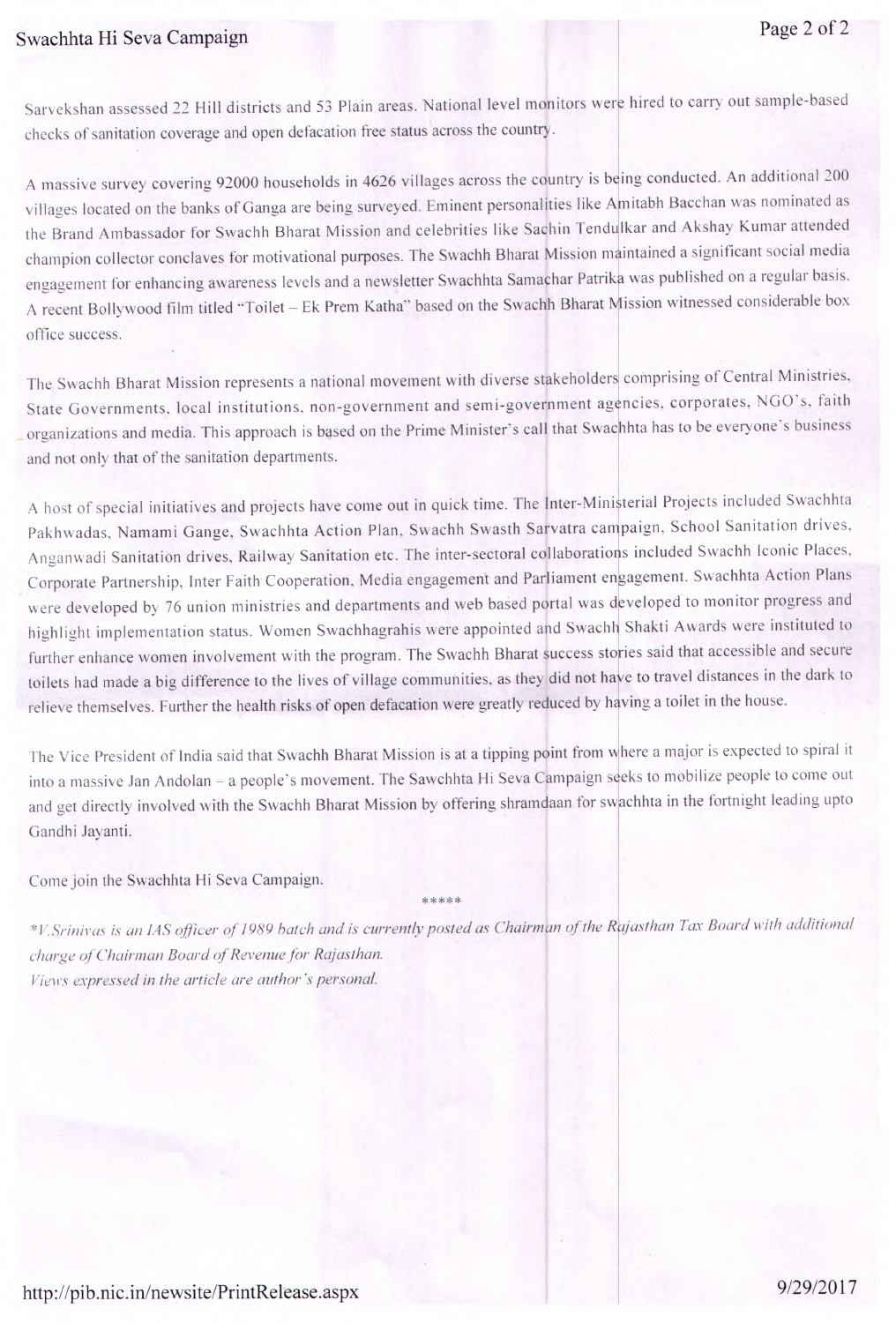Sarvekshan assessed 22 Hill districts and 53 Plain areas. National level monitors were hired to carry out sample-based checks of sanitation coverage and open defacation free status across the country.

A massive survey covering 92000 households in 4626 villages across the country is being conducted. An additional 200 villages located on the banks of Ganga are being surveyed. Eminent personalities like Amitabh Bacchan was nominated as the Brand Ambassador for Swachh Bharat Mission and celebrities like Sachin Tendulkar and Akshay Kumar attended champion collector conclaves for motivational purposes. The Swachh Bharat Mission maintained a significant social media engagement for enhancing awareness levels and a newsletter Swachhta Samachar Patrika was published on a regular basis. A recent Bollywood film titled "Toilet – Ek Prem Katha" based on the Swachh Bharat Mission witnessed considerable box office success.

The Swachh Bharat Mission represents a national movement with diverse stakeholders comprising of Central Ministries, State Governments, local institutions, non-government and semi-government agencies, corporates, NGO's, faith organizations and media. This approach is based on the Prime Minister's call that Swachhta has to be everyone's business and not only that of the sanitation departments.

A host of special initiatives and projects have come out in quick time. The Inter-Ministerial Projects included Swachhta Pakhwadas, Namami Gange, Swachhta Action Plan, Swachh Swasth Sarvatra campaign, School Sanitation drives, Anganwadi Sanitation drives, Railway Sanitation etc. The inter-sectoral collaborations included Swachh Iconic Places, Corporate Partnership, Inter Faith Cooperation, Media engagement and Parliament engagement. Swachhta Action Plans were developed by 76 union ministries and departments and web based portal was developed to monitor progress and highlight implementation status. Women Swachhagrahis were appointed and Swachh Shakti Awards were instituted to further enhance women involvement with the program. The Swachh Bharat success stories said that accessible and secure toilets had made a big difference to the lives of village communities, as they did not have to travel distances in the dark to relieve themselves. Further the health risks of open defacation were greatly reduced by having a toilet in the house.

The Vice President of India said that Swachh Bharat Mission is at a tipping point from where a major is expected to spiral it into a massive Jan Andolan – a people's movement. The Sawchhta Hi Seva Campaign seeks to mobilize people to come out and get directly involved with the Swachh Bharat Mission by offering shramdaan for swachhta in the fortnight leading upto Gandhi Jayanti.

Come join the Swachhta Hi Seva Campaign.

\*\*\*\*\*

*\*V.Srinivas is an IAS officer of 1989 batch and is currently posted as Chairman of the Rajasthan Tax Board with additional charge of Chairman Board of Revenue for Rajasthan.*

*Views expressed in the article are author's personal.*